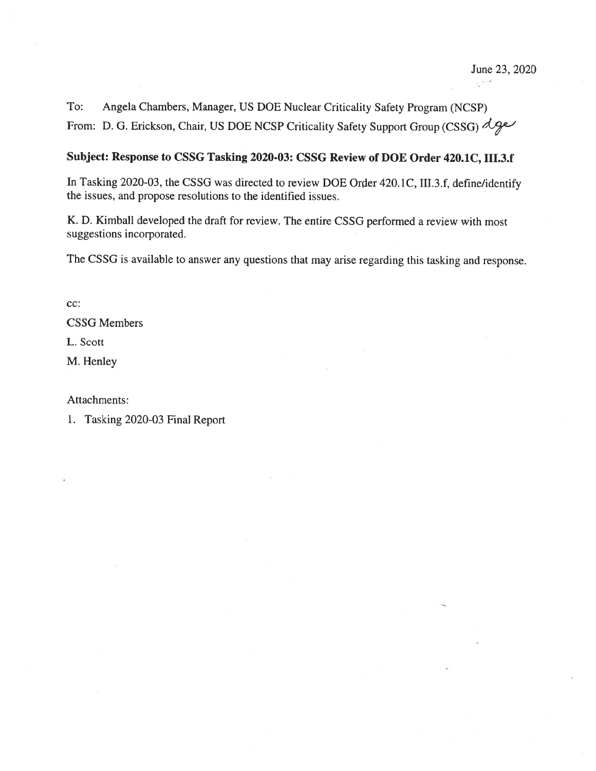June 23, 2020

To: Angela Chambers, Manager, US DOE Nuclear Criticality Safety Program (NCSP)

From: D. G. Erickson, Chair, US DOE NCSP Criticality Safety Support Group (CSSG) *dge*

**Subject: Response to CSSG Tasking 2020-03: CSSG Review of DOE Order 420.1C, III.3.f**

In Tasking 2020-03, the CSSG was directed to review DOE Order 420.1C, III.3.f, define/identify the issues, and propose resolutions to the identified issues.

K. D. Kimball developed the draft for review. The entire CSSG performed a review with most suggestions incorporated.

The CSSG is available to answer any questions that may arise regarding this tasking and response.

cc:

CSSG Members

L. Scott

M. Henley

Attachments:

1. Tasking 2020-03 Final Report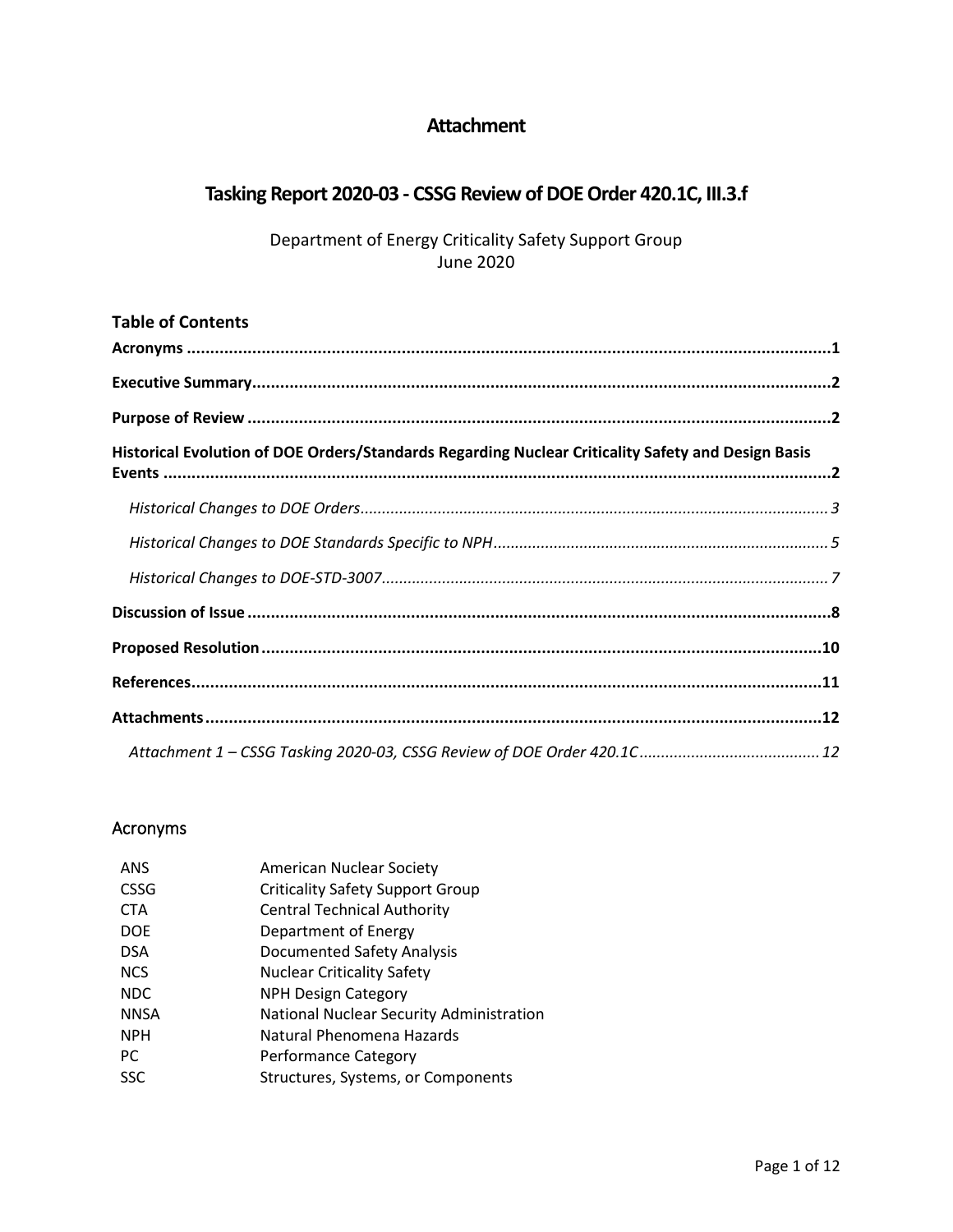# Attachment

## Tasking Report 2020-03 - CSSG Review of DOE Order 420.1C, III.3.f

Department of Energy Criticality Safety Support Group
June 2020

### Table of Contents

**Acronyms** ........................................................ **1**

**Executive Summary** ........................................................ **2**

**Purpose of Review** ........................................................ **2**

**Historical Evolution of DOE Orders/Standards Regarding Nuclear Criticality Safety and Design Basis Events** ........................................................ **2**

- *Historical Changes to DOE Orders* ........................................................ *3*
- *Historical Changes to DOE Standards Specific to NPH* ........................................................ *5*
- *Historical Changes to DOE-STD-3007* ........................................................ *7*

**Discussion of Issue** ........................................................ **8**

**Proposed Resolution** ........................................................ **10**

**References** ........................................................ **11**

**Attachments** ........................................................ **12**

- *Attachment 1 – CSSG Tasking 2020-03, CSSG Review of DOE Order 420.1C* ........................................................ *12*

## Acronyms

| | |
|---|---|
| ANS | American Nuclear Society |
| CSSG | Criticality Safety Support Group |
| CTA | Central Technical Authority |
| DOE | Department of Energy |
| DSA | Documented Safety Analysis |
| NCS | Nuclear Criticality Safety |
| NDC | NPH Design Category |
| NNSA | National Nuclear Security Administration |
| NPH | Natural Phenomena Hazards |
| PC | Performance Category |
| SSC | Structures, Systems, or Components |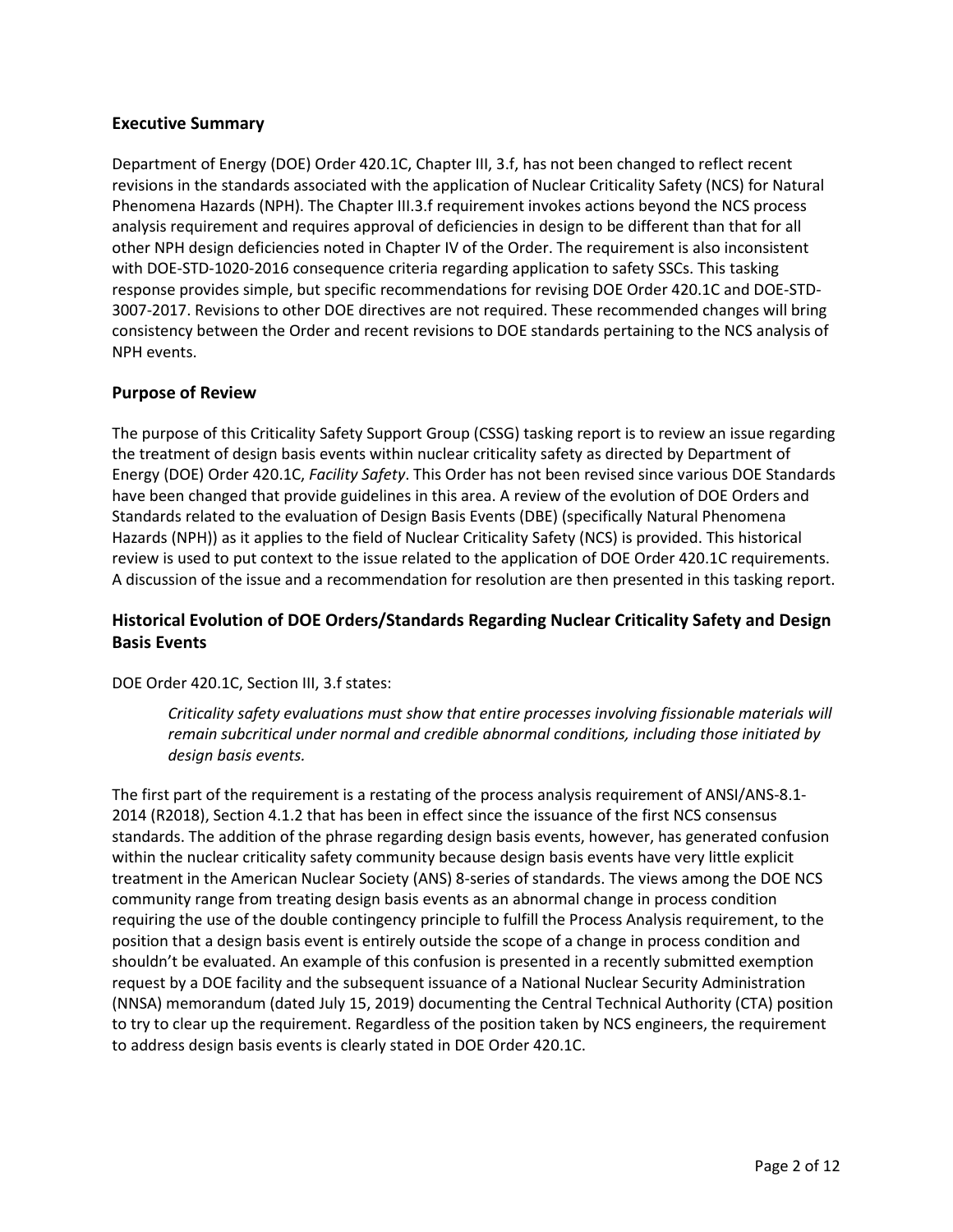## Executive Summary

Department of Energy (DOE) Order 420.1C, Chapter III, 3.f, has not been changed to reflect recent revisions in the standards associated with the application of Nuclear Criticality Safety (NCS) for Natural Phenomena Hazards (NPH). The Chapter III.3.f requirement invokes actions beyond the NCS process analysis requirement and requires approval of deficiencies in design to be different than that for all other NPH design deficiencies noted in Chapter IV of the Order. The requirement is also inconsistent with DOE-STD-1020-2016 consequence criteria regarding application to safety SSCs. This tasking response provides simple, but specific recommendations for revising DOE Order 420.1C and DOE-STD-3007-2017. Revisions to other DOE directives are not required. These recommended changes will bring consistency between the Order and recent revisions to DOE standards pertaining to the NCS analysis of NPH events.

## Purpose of Review

The purpose of this Criticality Safety Support Group (CSSG) tasking report is to review an issue regarding the treatment of design basis events within nuclear criticality safety as directed by Department of Energy (DOE) Order 420.1C, *Facility Safety*. This Order has not been revised since various DOE Standards have been changed that provide guidelines in this area. A review of the evolution of DOE Orders and Standards related to the evaluation of Design Basis Events (DBE) (specifically Natural Phenomena Hazards (NPH)) as it applies to the field of Nuclear Criticality Safety (NCS) is provided. This historical review is used to put context to the issue related to the application of DOE Order 420.1C requirements. A discussion of the issue and a recommendation for resolution are then presented in this tasking report.

## Historical Evolution of DOE Orders/Standards Regarding Nuclear Criticality Safety and Design Basis Events

DOE Order 420.1C, Section III, 3.f states:

> *Criticality safety evaluations must show that entire processes involving fissionable materials will remain subcritical under normal and credible abnormal conditions, including those initiated by design basis events.*

The first part of the requirement is a restating of the process analysis requirement of ANSI/ANS-8.1-2014 (R2018), Section 4.1.2 that has been in effect since the issuance of the first NCS consensus standards. The addition of the phrase regarding design basis events, however, has generated confusion within the nuclear criticality safety community because design basis events have very little explicit treatment in the American Nuclear Society (ANS) 8-series of standards. The views among the DOE NCS community range from treating design basis events as an abnormal change in process condition requiring the use of the double contingency principle to fulfill the Process Analysis requirement, to the position that a design basis event is entirely outside the scope of a change in process condition and shouldn't be evaluated. An example of this confusion is presented in a recently submitted exemption request by a DOE facility and the subsequent issuance of a National Nuclear Security Administration (NNSA) memorandum (dated July 15, 2019) documenting the Central Technical Authority (CTA) position to try to clear up the requirement. Regardless of the position taken by NCS engineers, the requirement to address design basis events is clearly stated in DOE Order 420.1C.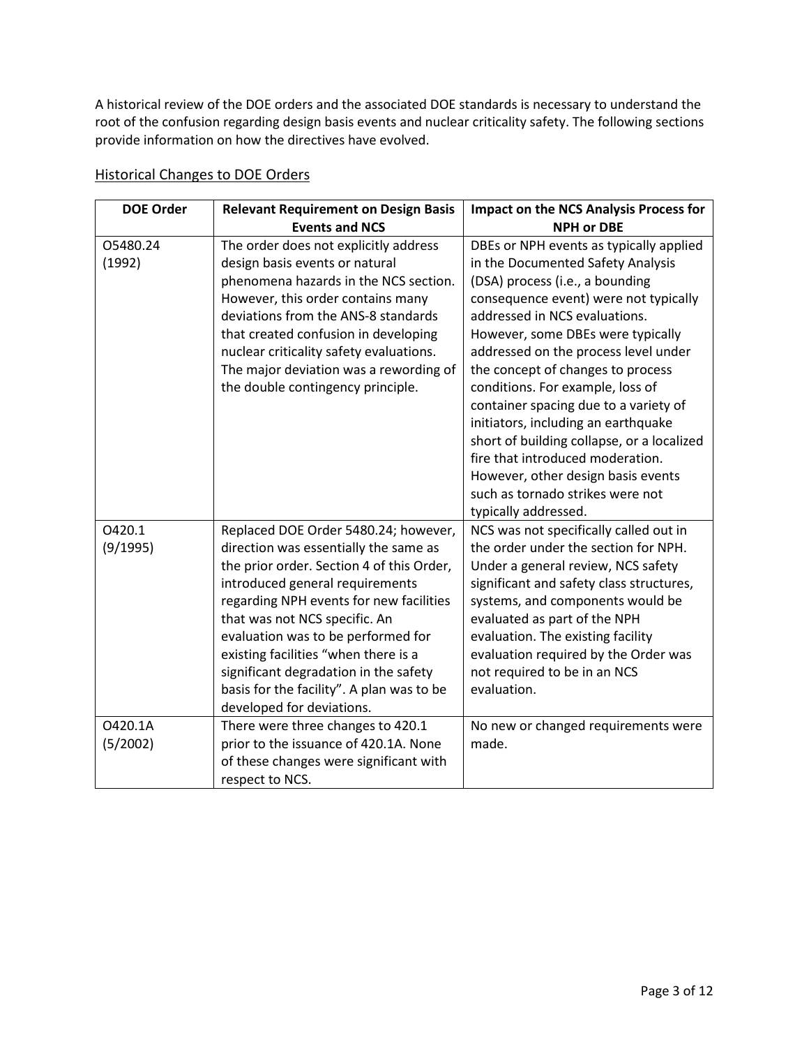A historical review of the DOE orders and the associated DOE standards is necessary to understand the root of the confusion regarding design basis events and nuclear criticality safety. The following sections provide information on how the directives have evolved.

## Historical Changes to DOE Orders

| DOE Order | Relevant Requirement on Design Basis Events and NCS | Impact on the NCS Analysis Process for NPH or DBE |
|---|---|---|
| O5480.24 (1992) | The order does not explicitly address design basis events or natural phenomena hazards in the NCS section. However, this order contains many deviations from the ANS-8 standards that created confusion in developing nuclear criticality safety evaluations. The major deviation was a rewording of the double contingency principle. | DBEs or NPH events as typically applied in the Documented Safety Analysis (DSA) process (i.e., a bounding consequence event) were not typically addressed in NCS evaluations. However, some DBEs were typically addressed on the process level under the concept of changes to process conditions. For example, loss of container spacing due to a variety of initiators, including an earthquake short of building collapse, or a localized fire that introduced moderation. However, other design basis events such as tornado strikes were not typically addressed. |
| O420.1 (9/1995) | Replaced DOE Order 5480.24; however, direction was essentially the same as the prior order. Section 4 of this Order, introduced general requirements regarding NPH events for new facilities that was not NCS specific. An evaluation was to be performed for existing facilities "when there is a significant degradation in the safety basis for the facility". A plan was to be developed for deviations. | NCS was not specifically called out in the order under the section for NPH. Under a general review, NCS safety significant and safety class structures, systems, and components would be evaluated as part of the NPH evaluation. The existing facility evaluation required by the Order was not required to be in an NCS evaluation. |
| O420.1A (5/2002) | There were three changes to 420.1 prior to the issuance of 420.1A. None of these changes were significant with respect to NCS. | No new or changed requirements were made. |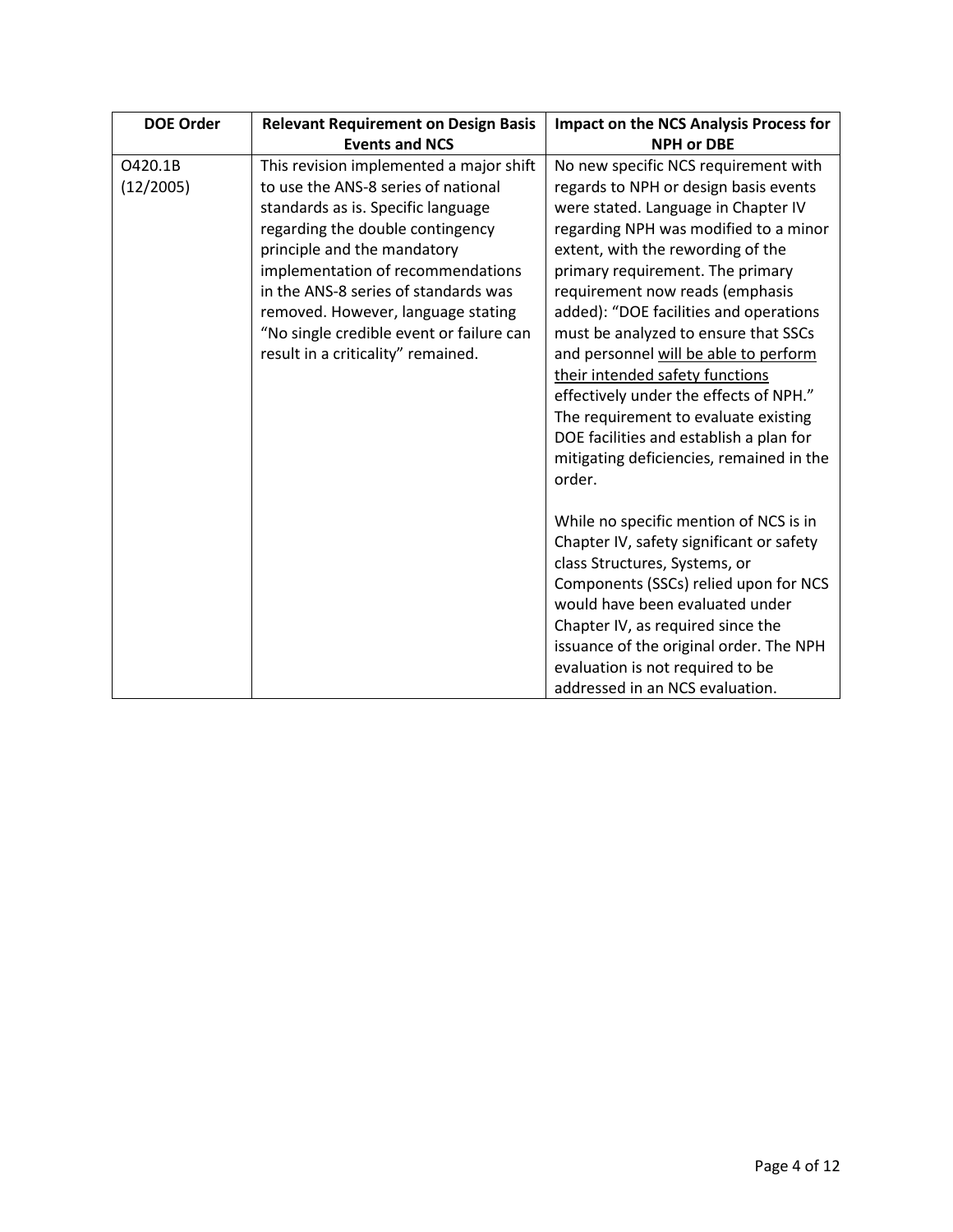| DOE Order | Relevant Requirement on Design Basis Events and NCS | Impact on the NCS Analysis Process for NPH or DBE |
|---|---|---|
| O420.1B (12/2005) | This revision implemented a major shift to use the ANS-8 series of national standards as is. Specific language regarding the double contingency principle and the mandatory implementation of recommendations in the ANS-8 series of standards was removed. However, language stating "No single credible event or failure can result in a criticality" remained. | No new specific NCS requirement with regards to NPH or design basis events were stated. Language in Chapter IV regarding NPH was modified to a minor extent, with the rewording of the primary requirement. The primary requirement now reads (emphasis added): "DOE facilities and operations must be analyzed to ensure that SSCs and personnel <u>will be able to perform their intended safety functions</u> effectively under the effects of NPH." The requirement to evaluate existing DOE facilities and establish a plan for mitigating deficiencies, remained in the order.<br><br>While no specific mention of NCS is in Chapter IV, safety significant or safety class Structures, Systems, or Components (SSCs) relied upon for NCS would have been evaluated under Chapter IV, as required since the issuance of the original order. The NPH evaluation is not required to be addressed in an NCS evaluation. |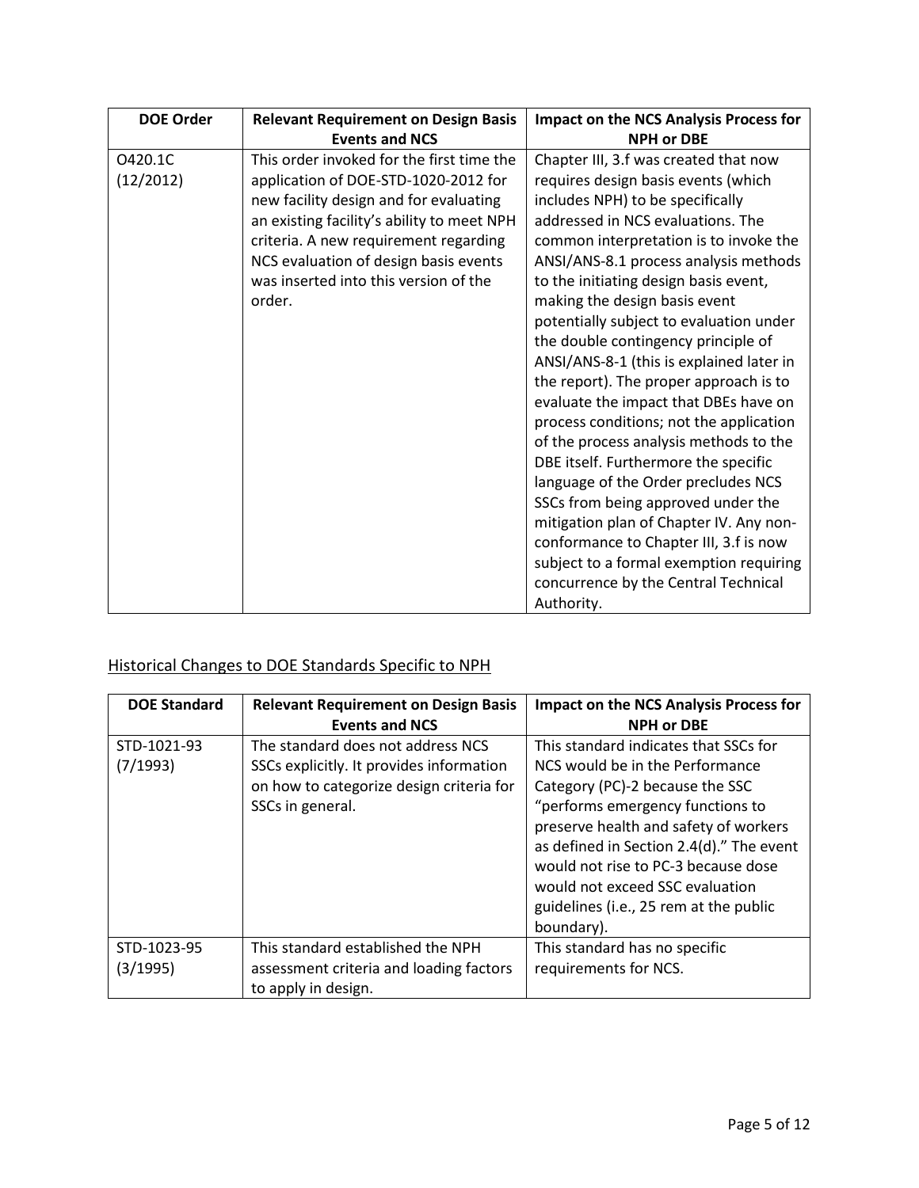| DOE Order | Relevant Requirement on Design Basis Events and NCS | Impact on the NCS Analysis Process for NPH or DBE |
| --- | --- | --- |
| O420.1C (12/2012) | This order invoked for the first time the application of DOE-STD-1020-2012 for new facility design and for evaluating an existing facility's ability to meet NPH criteria. A new requirement regarding NCS evaluation of design basis events was inserted into this version of the order. | Chapter III, 3.f was created that now requires design basis events (which includes NPH) to be specifically addressed in NCS evaluations. The common interpretation is to invoke the ANSI/ANS-8.1 process analysis methods to the initiating design basis event, making the design basis event potentially subject to evaluation under the double contingency principle of ANSI/ANS-8-1 (this is explained later in the report). The proper approach is to evaluate the impact that DBEs have on process conditions; not the application of the process analysis methods to the DBE itself. Furthermore the specific language of the Order precludes NCS SSCs from being approved under the mitigation plan of Chapter IV. Any non-conformance to Chapter III, 3.f is now subject to a formal exemption requiring concurrence by the Central Technical Authority. |

## Historical Changes to DOE Standards Specific to NPH

| DOE Standard | Relevant Requirement on Design Basis Events and NCS | Impact on the NCS Analysis Process for NPH or DBE |
| --- | --- | --- |
| STD-1021-93 (7/1993) | The standard does not address NCS SSCs explicitly. It provides information on how to categorize design criteria for SSCs in general. | This standard indicates that SSCs for NCS would be in the Performance Category (PC)-2 because the SSC "performs emergency functions to preserve health and safety of workers as defined in Section 2.4(d)." The event would not rise to PC-3 because dose would not exceed SSC evaluation guidelines (i.e., 25 rem at the public boundary). |
| STD-1023-95 (3/1995) | This standard established the NPH assessment criteria and loading factors to apply in design. | This standard has no specific requirements for NCS. |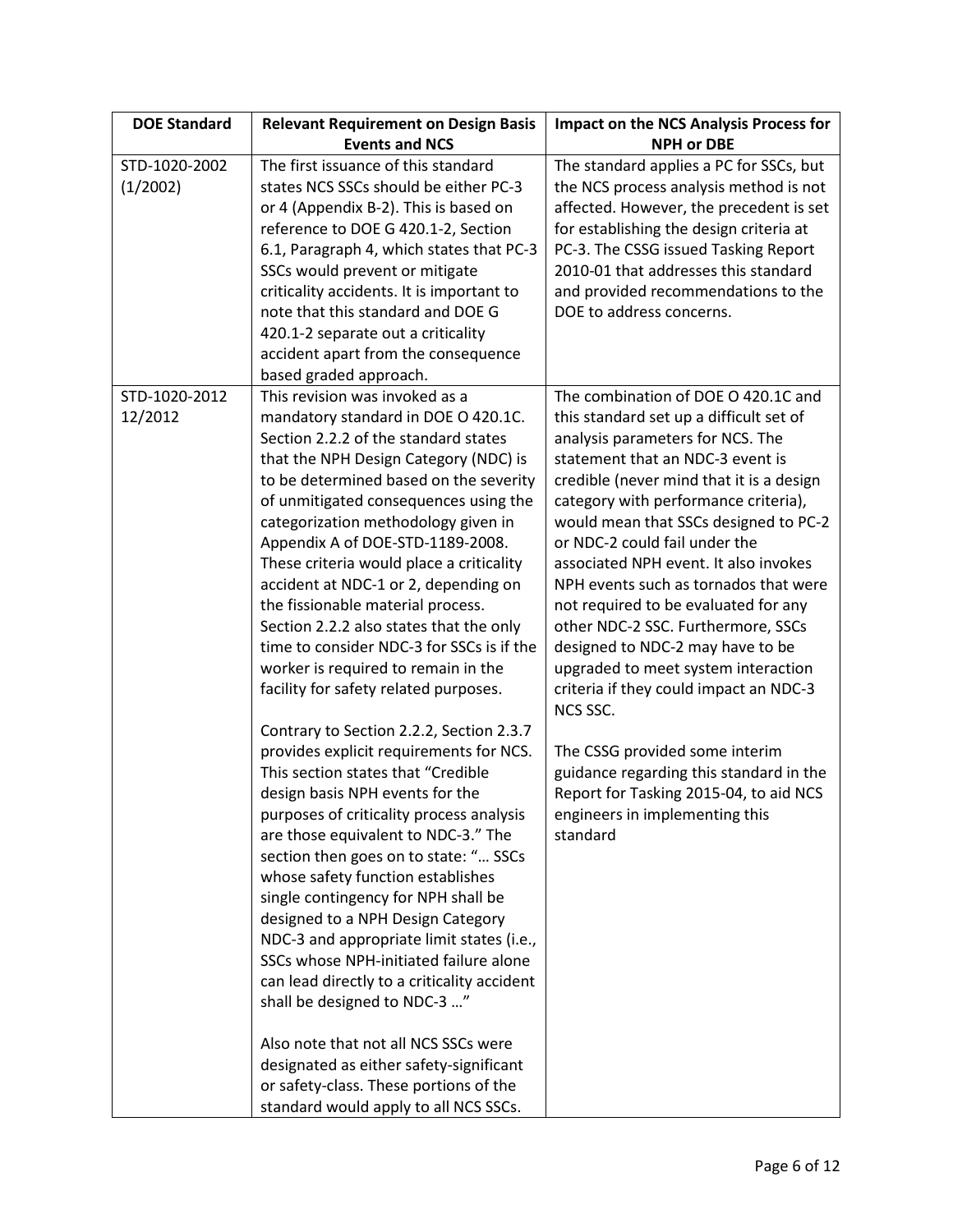| DOE Standard | Relevant Requirement on Design Basis Events and NCS | Impact on the NCS Analysis Process for NPH or DBE |
|---|---|---|
| STD-1020-2002 (1/2002) | The first issuance of this standard states NCS SSCs should be either PC-3 or 4 (Appendix B-2). This is based on reference to DOE G 420.1-2, Section 6.1, Paragraph 4, which states that PC-3 SSCs would prevent or mitigate criticality accidents. It is important to note that this standard and DOE G 420.1-2 separate out a criticality accident apart from the consequence based graded approach. | The standard applies a PC for SSCs, but the NCS process analysis method is not affected. However, the precedent is set for establishing the design criteria at PC-3. The CSSG issued Tasking Report 2010-01 that addresses this standard and provided recommendations to the DOE to address concerns. |
| STD-1020-2012 12/2012 | This revision was invoked as a mandatory standard in DOE O 420.1C. Section 2.2.2 of the standard states that the NPH Design Category (NDC) is to be determined based on the severity of unmitigated consequences using the categorization methodology given in Appendix A of DOE-STD-1189-2008. These criteria would place a criticality accident at NDC-1 or 2, depending on the fissionable material process. Section 2.2.2 also states that the only time to consider NDC-3 for SSCs is if the worker is required to remain in the facility for safety related purposes.<br><br>Contrary to Section 2.2.2, Section 2.3.7 provides explicit requirements for NCS. This section states that "Credible design basis NPH events for the purposes of criticality process analysis are those equivalent to NDC-3." The section then goes on to state: "… SSCs whose safety function establishes single contingency for NPH shall be designed to a NPH Design Category NDC-3 and appropriate limit states (i.e., SSCs whose NPH-initiated failure alone can lead directly to a criticality accident shall be designed to NDC-3 …"<br><br>Also note that not all NCS SSCs were designated as either safety-significant or safety-class. These portions of the standard would apply to all NCS SSCs. | The combination of DOE O 420.1C and this standard set up a difficult set of analysis parameters for NCS. The statement that an NDC-3 event is credible (never mind that it is a design category with performance criteria), would mean that SSCs designed to PC-2 or NDC-2 could fail under the associated NPH event. It also invokes NPH events such as tornados that were not required to be evaluated for any other NDC-2 SSC. Furthermore, SSCs designed to NDC-2 may have to be upgraded to meet system interaction criteria if they could impact an NDC-3 NCS SSC.<br><br>The CSSG provided some interim guidance regarding this standard in the Report for Tasking 2015-04, to aid NCS engineers in implementing this standard |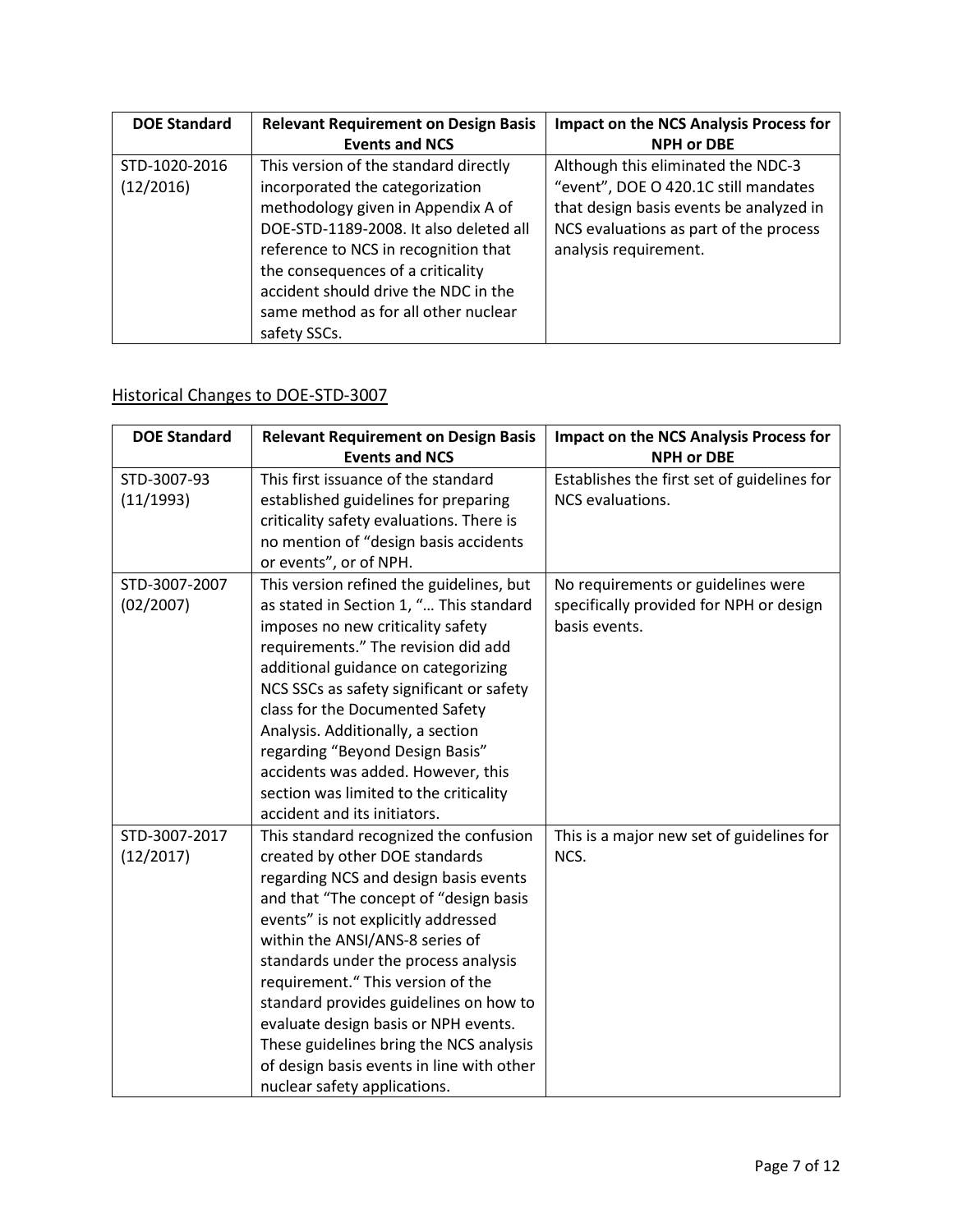| DOE Standard | Relevant Requirement on Design Basis Events and NCS | Impact on the NCS Analysis Process for NPH or DBE |
| --- | --- | --- |
| STD-1020-2016 (12/2016) | This version of the standard directly incorporated the categorization methodology given in Appendix A of DOE-STD-1189-2008. It also deleted all reference to NCS in recognition that the consequences of a criticality accident should drive the NDC in the same method as for all other nuclear safety SSCs. | Although this eliminated the NDC-3 "event", DOE O 420.1C still mandates that design basis events be analyzed in NCS evaluations as part of the process analysis requirement. |

## Historical Changes to DOE-STD-3007

| DOE Standard | Relevant Requirement on Design Basis Events and NCS | Impact on the NCS Analysis Process for NPH or DBE |
| --- | --- | --- |
| STD-3007-93 (11/1993) | This first issuance of the standard established guidelines for preparing criticality safety evaluations. There is no mention of "design basis accidents or events", or of NPH. | Establishes the first set of guidelines for NCS evaluations. |
| STD-3007-2007 (02/2007) | This version refined the guidelines, but as stated in Section 1, "… This standard imposes no new criticality safety requirements." The revision did add additional guidance on categorizing NCS SSCs as safety significant or safety class for the Documented Safety Analysis. Additionally, a section regarding "Beyond Design Basis" accidents was added. However, this section was limited to the criticality accident and its initiators. | No requirements or guidelines were specifically provided for NPH or design basis events. |
| STD-3007-2017 (12/2017) | This standard recognized the confusion created by other DOE standards regarding NCS and design basis events and that "The concept of "design basis events" is not explicitly addressed within the ANSI/ANS-8 series of standards under the process analysis requirement." This version of the standard provides guidelines on how to evaluate design basis or NPH events. These guidelines bring the NCS analysis of design basis events in line with other nuclear safety applications. | This is a major new set of guidelines for NCS. |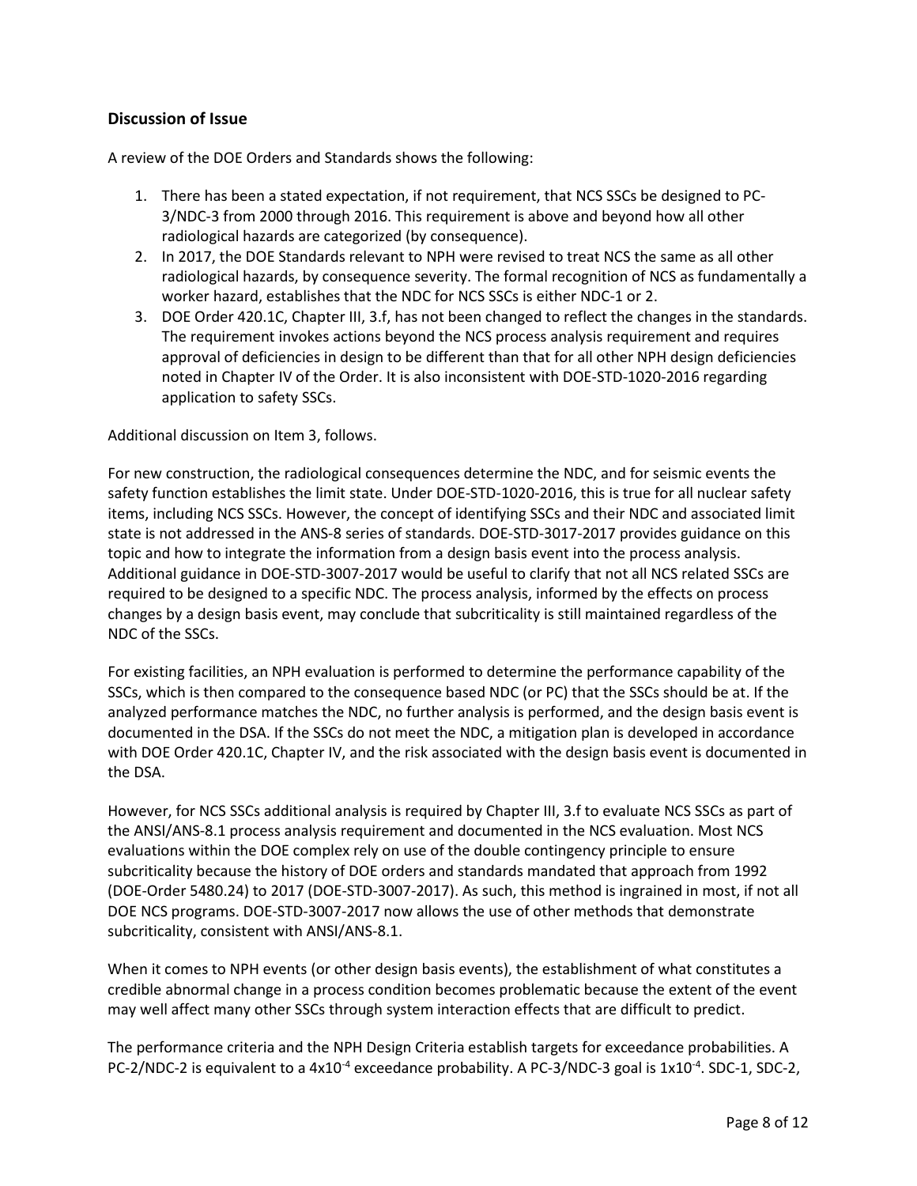## Discussion of Issue

A review of the DOE Orders and Standards shows the following:

1. There has been a stated expectation, if not requirement, that NCS SSCs be designed to PC-3/NDC-3 from 2000 through 2016. This requirement is above and beyond how all other radiological hazards are categorized (by consequence).
2. In 2017, the DOE Standards relevant to NPH were revised to treat NCS the same as all other radiological hazards, by consequence severity. The formal recognition of NCS as fundamentally a worker hazard, establishes that the NDC for NCS SSCs is either NDC-1 or 2.
3. DOE Order 420.1C, Chapter III, 3.f, has not been changed to reflect the changes in the standards. The requirement invokes actions beyond the NCS process analysis requirement and requires approval of deficiencies in design to be different than that for all other NPH design deficiencies noted in Chapter IV of the Order. It is also inconsistent with DOE-STD-1020-2016 regarding application to safety SSCs.

Additional discussion on Item 3, follows.

For new construction, the radiological consequences determine the NDC, and for seismic events the safety function establishes the limit state. Under DOE-STD-1020-2016, this is true for all nuclear safety items, including NCS SSCs. However, the concept of identifying SSCs and their NDC and associated limit state is not addressed in the ANS-8 series of standards. DOE-STD-3017-2017 provides guidance on this topic and how to integrate the information from a design basis event into the process analysis. Additional guidance in DOE-STD-3007-2017 would be useful to clarify that not all NCS related SSCs are required to be designed to a specific NDC. The process analysis, informed by the effects on process changes by a design basis event, may conclude that subcriticality is still maintained regardless of the NDC of the SSCs.

For existing facilities, an NPH evaluation is performed to determine the performance capability of the SSCs, which is then compared to the consequence based NDC (or PC) that the SSCs should be at. If the analyzed performance matches the NDC, no further analysis is performed, and the design basis event is documented in the DSA. If the SSCs do not meet the NDC, a mitigation plan is developed in accordance with DOE Order 420.1C, Chapter IV, and the risk associated with the design basis event is documented in the DSA.

However, for NCS SSCs additional analysis is required by Chapter III, 3.f to evaluate NCS SSCs as part of the ANSI/ANS-8.1 process analysis requirement and documented in the NCS evaluation. Most NCS evaluations within the DOE complex rely on use of the double contingency principle to ensure subcriticality because the history of DOE orders and standards mandated that approach from 1992 (DOE-Order 5480.24) to 2017 (DOE-STD-3007-2017). As such, this method is ingrained in most, if not all DOE NCS programs. DOE-STD-3007-2017 now allows the use of other methods that demonstrate subcriticality, consistent with ANSI/ANS-8.1.

When it comes to NPH events (or other design basis events), the establishment of what constitutes a credible abnormal change in a process condition becomes problematic because the extent of the event may well affect many other SSCs through system interaction effects that are difficult to predict.

The performance criteria and the NPH Design Criteria establish targets for exceedance probabilities. A PC-2/NDC-2 is equivalent to a $4 \times 10^{-4}$ exceedance probability. A PC-3/NDC-3 goal is $1 \times 10^{-4}$. SDC-1, SDC-2,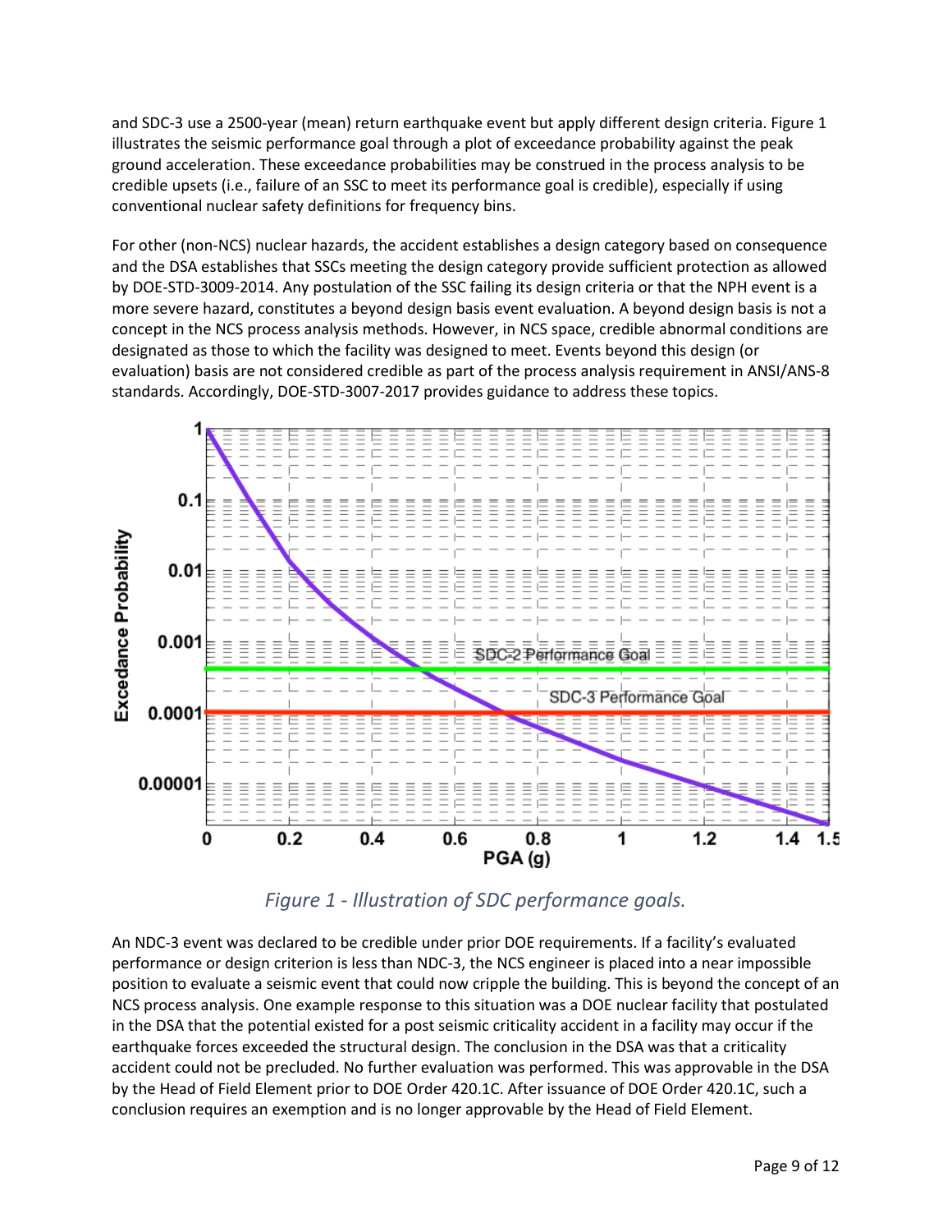and SDC-3 use a 2500-year (mean) return earthquake event but apply different design criteria. Figure 1 illustrates the seismic performance goal through a plot of exceedance probability against the peak ground acceleration. These exceedance probabilities may be construed in the process analysis to be credible upsets (i.e., failure of an SSC to meet its performance goal is credible), especially if using conventional nuclear safety definitions for frequency bins.

For other (non-NCS) nuclear hazards, the accident establishes a design category based on consequence and the DSA establishes that SSCs meeting the design category provide sufficient protection as allowed by DOE-STD-3009-2014. Any postulation of the SSC failing its design criteria or that the NPH event is a more severe hazard, constitutes a beyond design basis event evaluation. A beyond design basis is not a concept in the NCS process analysis methods. However, in NCS space, credible abnormal conditions are designated as those to which the facility was designed to meet. Events beyond this design (or evaluation) basis are not considered credible as part of the process analysis requirement in ANSI/ANS-8 standards. Accordingly, DOE-STD-3007-2017 provides guidance to address these topics.

*Figure 1 - Illustration of SDC performance goals.*

An NDC-3 event was declared to be credible under prior DOE requirements. If a facility's evaluated performance or design criterion is less than NDC-3, the NCS engineer is placed into a near impossible position to evaluate a seismic event that could now cripple the building. This is beyond the concept of an NCS process analysis. One example response to this situation was a DOE nuclear facility that postulated in the DSA that the potential existed for a post seismic criticality accident in a facility may occur if the earthquake forces exceeded the structural design. The conclusion in the DSA was that a criticality accident could not be precluded. No further evaluation was performed. This was approvable in the DSA by the Head of Field Element prior to DOE Order 420.1C. After issuance of DOE Order 420.1C, such a conclusion requires an exemption and is no longer approvable by the Head of Field Element.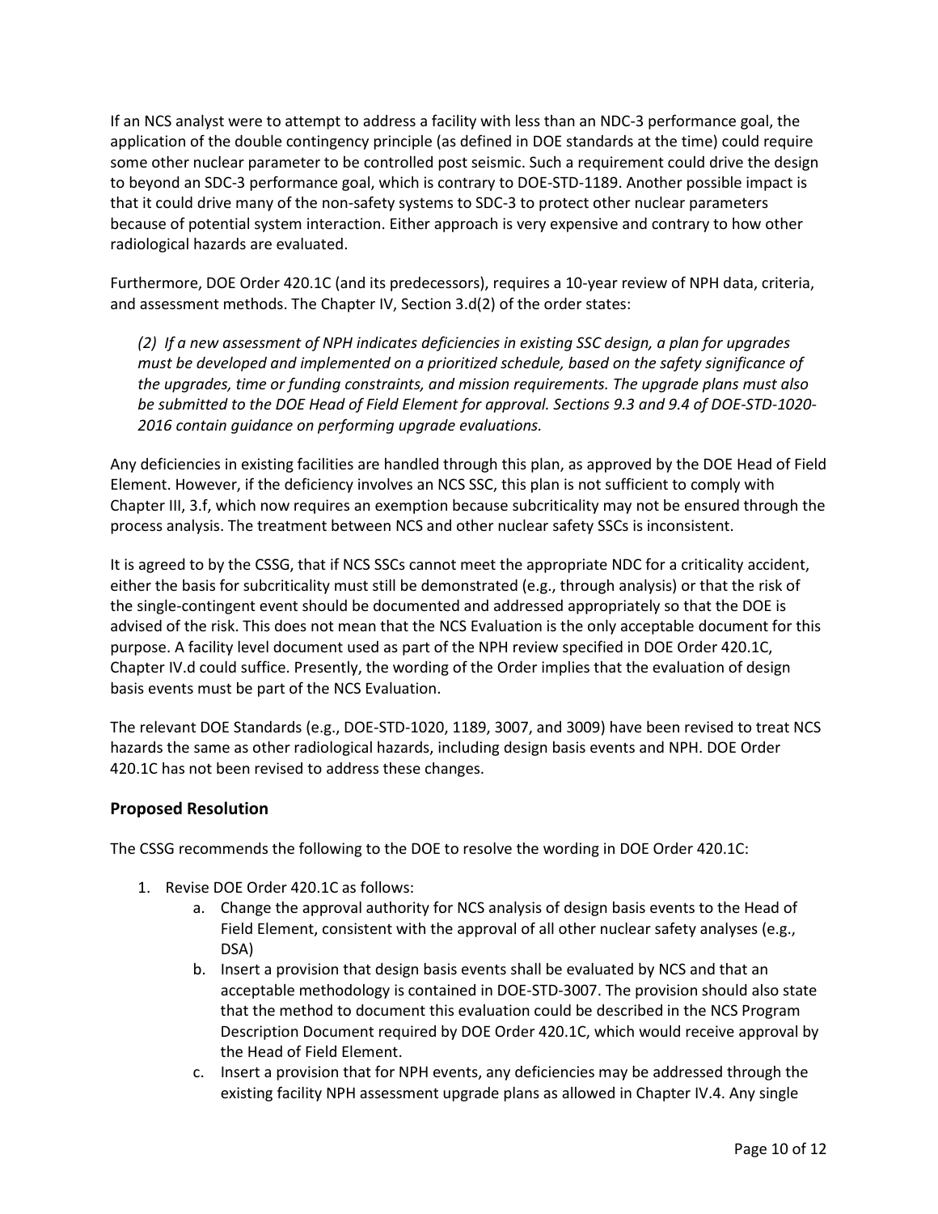If an NCS analyst were to attempt to address a facility with less than an NDC-3 performance goal, the application of the double contingency principle (as defined in DOE standards at the time) could require some other nuclear parameter to be controlled post seismic. Such a requirement could drive the design to beyond an SDC-3 performance goal, which is contrary to DOE-STD-1189. Another possible impact is that it could drive many of the non-safety systems to SDC-3 to protect other nuclear parameters because of potential system interaction. Either approach is very expensive and contrary to how other radiological hazards are evaluated.

Furthermore, DOE Order 420.1C (and its predecessors), requires a 10-year review of NPH data, criteria, and assessment methods. The Chapter IV, Section 3.d(2) of the order states:

> *(2) If a new assessment of NPH indicates deficiencies in existing SSC design, a plan for upgrades must be developed and implemented on a prioritized schedule, based on the safety significance of the upgrades, time or funding constraints, and mission requirements. The upgrade plans must also be submitted to the DOE Head of Field Element for approval. Sections 9.3 and 9.4 of DOE-STD-1020-2016 contain guidance on performing upgrade evaluations.*

Any deficiencies in existing facilities are handled through this plan, as approved by the DOE Head of Field Element. However, if the deficiency involves an NCS SSC, this plan is not sufficient to comply with Chapter III, 3.f, which now requires an exemption because subcriticality may not be ensured through the process analysis. The treatment between NCS and other nuclear safety SSCs is inconsistent.

It is agreed to by the CSSG, that if NCS SSCs cannot meet the appropriate NDC for a criticality accident, either the basis for subcriticality must still be demonstrated (e.g., through analysis) or that the risk of the single-contingent event should be documented and addressed appropriately so that the DOE is advised of the risk. This does not mean that the NCS Evaluation is the only acceptable document for this purpose. A facility level document used as part of the NPH review specified in DOE Order 420.1C, Chapter IV.d could suffice. Presently, the wording of the Order implies that the evaluation of design basis events must be part of the NCS Evaluation.

The relevant DOE Standards (e.g., DOE-STD-1020, 1189, 3007, and 3009) have been revised to treat NCS hazards the same as other radiological hazards, including design basis events and NPH. DOE Order 420.1C has not been revised to address these changes.

## Proposed Resolution

The CSSG recommends the following to the DOE to resolve the wording in DOE Order 420.1C:

1. Revise DOE Order 420.1C as follows:
    a. Change the approval authority for NCS analysis of design basis events to the Head of Field Element, consistent with the approval of all other nuclear safety analyses (e.g., DSA)
    b. Insert a provision that design basis events shall be evaluated by NCS and that an acceptable methodology is contained in DOE-STD-3007. The provision should also state that the method to document this evaluation could be described in the NCS Program Description Document required by DOE Order 420.1C, which would receive approval by the Head of Field Element.
    c. Insert a provision that for NPH events, any deficiencies may be addressed through the existing facility NPH assessment upgrade plans as allowed in Chapter IV.4. Any single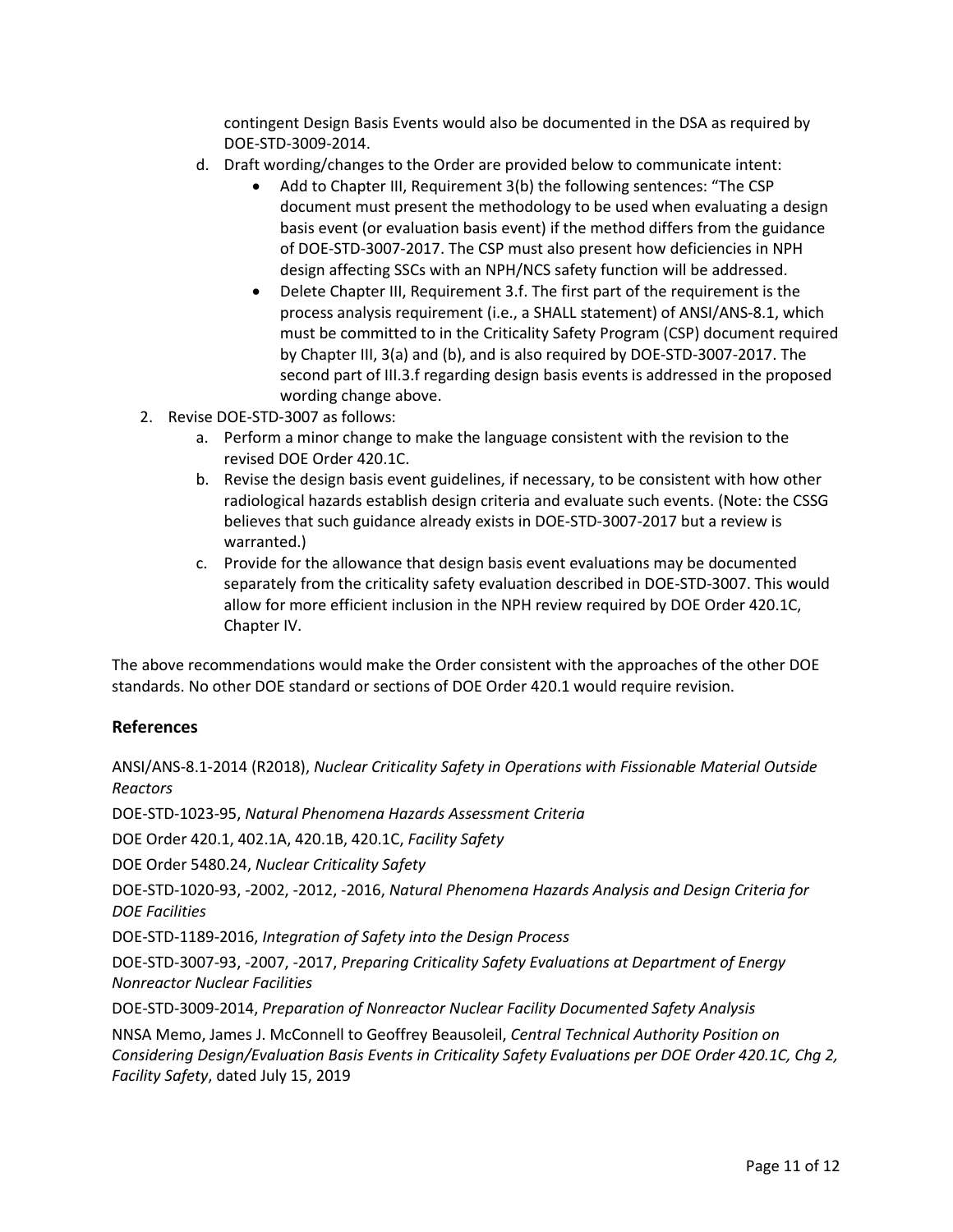contingent Design Basis Events would also be documented in the DSA as required by DOE-STD-3009-2014.

d. Draft wording/changes to the Order are provided below to communicate intent:
   - Add to Chapter III, Requirement 3(b) the following sentences: "The CSP document must present the methodology to be used when evaluating a design basis event (or evaluation basis event) if the method differs from the guidance of DOE-STD-3007-2017. The CSP must also present how deficiencies in NPH design affecting SSCs with an NPH/NCS safety function will be addressed.
   - Delete Chapter III, Requirement 3.f. The first part of the requirement is the process analysis requirement (i.e., a SHALL statement) of ANSI/ANS-8.1, which must be committed to in the Criticality Safety Program (CSP) document required by Chapter III, 3(a) and (b), and is also required by DOE-STD-3007-2017. The second part of III.3.f regarding design basis events is addressed in the proposed wording change above.

2. Revise DOE-STD-3007 as follows:
   a. Perform a minor change to make the language consistent with the revision to the revised DOE Order 420.1C.
   b. Revise the design basis event guidelines, if necessary, to be consistent with how other radiological hazards establish design criteria and evaluate such events. (Note: the CSSG believes that such guidance already exists in DOE-STD-3007-2017 but a review is warranted.)
   c. Provide for the allowance that design basis event evaluations may be documented separately from the criticality safety evaluation described in DOE-STD-3007. This would allow for more efficient inclusion in the NPH review required by DOE Order 420.1C, Chapter IV.

The above recommendations would make the Order consistent with the approaches of the other DOE standards. No other DOE standard or sections of DOE Order 420.1 would require revision.

## References

ANSI/ANS-8.1-2014 (R2018), *Nuclear Criticality Safety in Operations with Fissionable Material Outside Reactors*

DOE-STD-1023-95, *Natural Phenomena Hazards Assessment Criteria*

DOE Order 420.1, 402.1A, 420.1B, 420.1C, *Facility Safety*

DOE Order 5480.24, *Nuclear Criticality Safety*

DOE-STD-1020-93, -2002, -2012, -2016, *Natural Phenomena Hazards Analysis and Design Criteria for DOE Facilities*

DOE-STD-1189-2016, *Integration of Safety into the Design Process*

DOE-STD-3007-93, -2007, -2017, *Preparing Criticality Safety Evaluations at Department of Energy Nonreactor Nuclear Facilities*

DOE-STD-3009-2014, *Preparation of Nonreactor Nuclear Facility Documented Safety Analysis*

NNSA Memo, James J. McConnell to Geoffrey Beausoleil, *Central Technical Authority Position on Considering Design/Evaluation Basis Events in Criticality Safety Evaluations per DOE Order 420.1C, Chg 2, Facility Safety*, dated July 15, 2019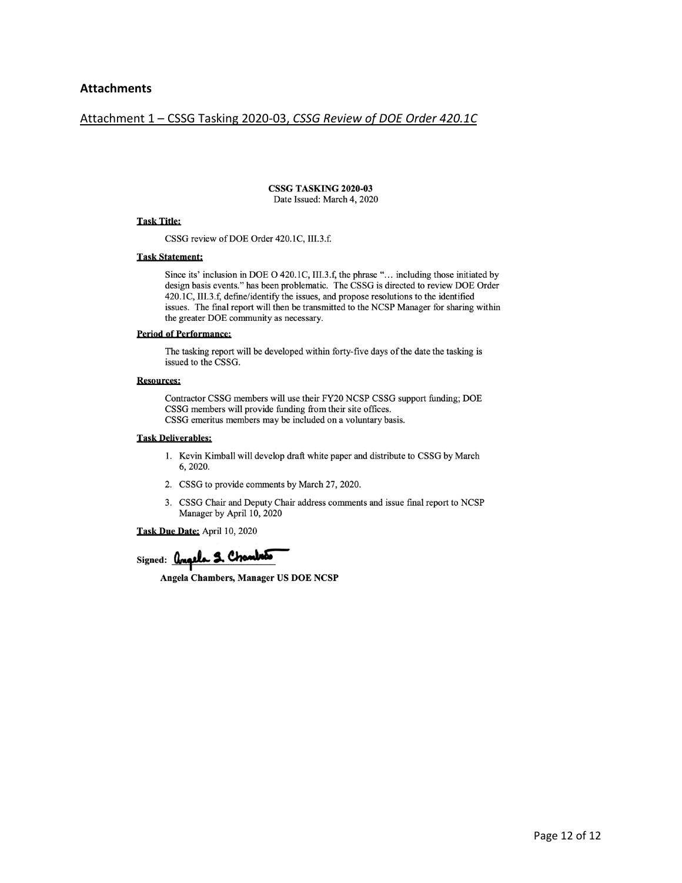## Attachments

### Attachment 1 – CSSG Tasking 2020-03, *CSSG Review of DOE Order 420.1C*

**CSSG TASKING 2020-03**
Date Issued: March 4, 2020

**Task Title:**

CSSG review of DOE Order 420.1C, III.3.f.

**Task Statement:**

Since its' inclusion in DOE O 420.1C, III.3.f, the phrase "… including those initiated by design basis events." has been problematic. The CSSG is directed to review DOE Order 420.1C, III.3.f, define/identify the issues, and propose resolutions to the identified issues. The final report will then be transmitted to the NCSP Manager for sharing within the greater DOE community as necessary.

**Period of Performance:**

The tasking report will be developed within forty-five days of the date the tasking is issued to the CSSG.

**Resources:**

Contractor CSSG members will use their FY20 NCSP CSSG support funding; DOE CSSG members will provide funding from their site offices.
CSSG emeritus members may be included on a voluntary basis.

**Task Deliverables:**

1. Kevin Kimball will develop draft white paper and distribute to CSSG by March 6, 2020.
2. CSSG to provide comments by March 27, 2020.
3. CSSG Chair and Deputy Chair address comments and issue final report to NCSP Manager by April 10, 2020

**Task Due Date:** April 10, 2020

Signed: Angela S. Chambers

**Angela Chambers, Manager US DOE NCSP**